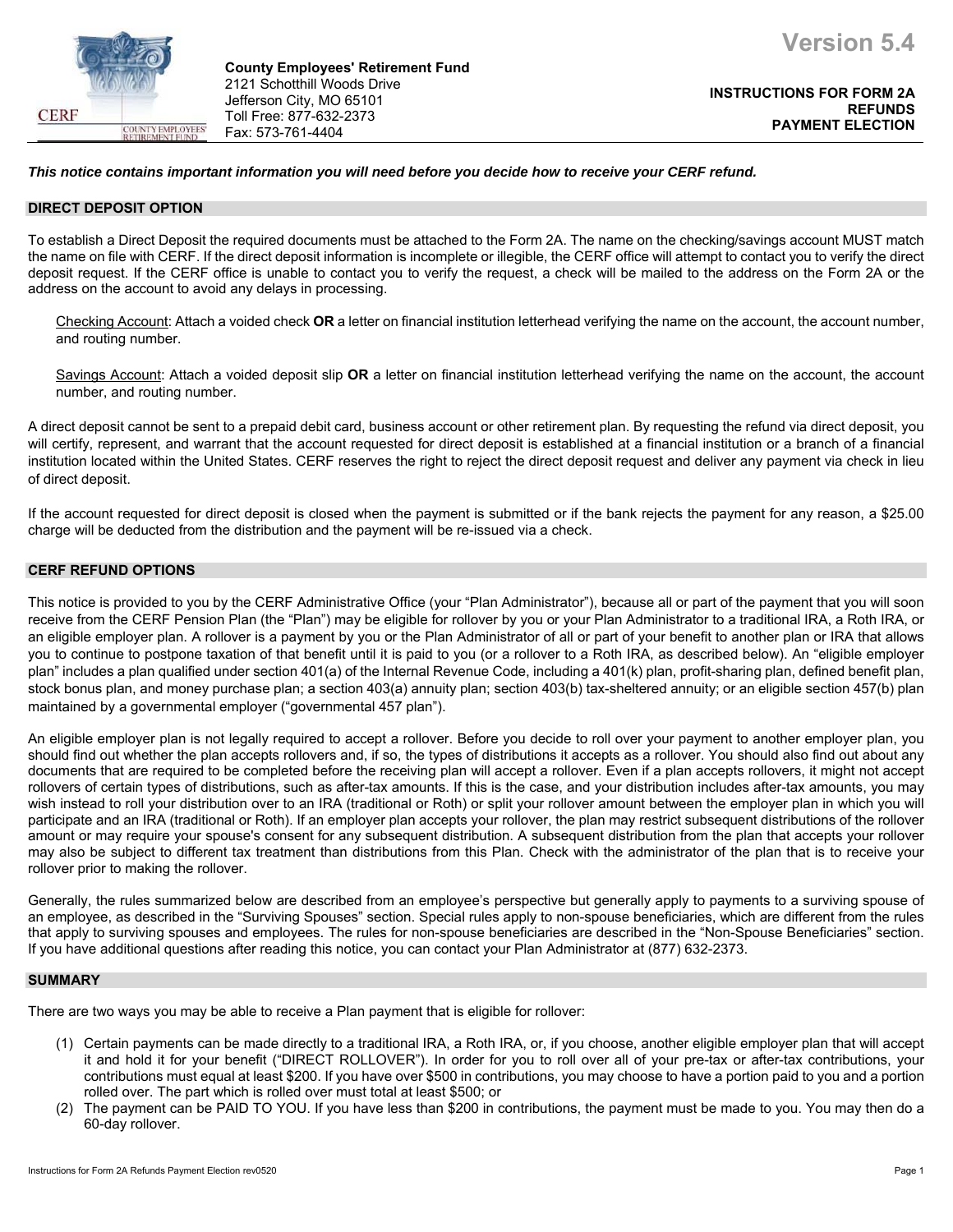Version 5.4

**County Employees' Retirement Fund**
2121 Schotthill Woods Drive
Jefferson City, MO 65101
Toll Free: 877-632-2373
Fax: 573-761-4404

**INSTRUCTIONS FOR FORM 2A**
**REFUNDS**
**PAYMENT ELECTION**

***This notice contains important information you will need before you decide how to receive your CERF refund.***

## DIRECT DEPOSIT OPTION

To establish a Direct Deposit the required documents must be attached to the Form 2A. The name on the checking/savings account MUST match the name on file with CERF. If the direct deposit information is incomplete or illegible, the CERF office will attempt to contact you to verify the direct deposit request. If the CERF office is unable to contact you to verify the request, a check will be mailed to the address on the Form 2A or the address on the account to avoid any delays in processing.

Checking Account: Attach a voided check **OR** a letter on financial institution letterhead verifying the name on the account, the account number, and routing number.

Savings Account: Attach a voided deposit slip **OR** a letter on financial institution letterhead verifying the name on the account, the account number, and routing number.

A direct deposit cannot be sent to a prepaid debit card, business account or other retirement plan. By requesting the refund via direct deposit, you will certify, represent, and warrant that the account requested for direct deposit is established at a financial institution or a branch of a financial institution located within the United States. CERF reserves the right to reject the direct deposit request and deliver any payment via check in lieu of direct deposit.

If the account requested for direct deposit is closed when the payment is submitted or if the bank rejects the payment for any reason, a $25.00 charge will be deducted from the distribution and the payment will be re-issued via a check.

## CERF REFUND OPTIONS

This notice is provided to you by the CERF Administrative Office (your "Plan Administrator"), because all or part of the payment that you will soon receive from the CERF Pension Plan (the "Plan") may be eligible for rollover by you or your Plan Administrator to a traditional IRA, a Roth IRA, or an eligible employer plan. A rollover is a payment by you or the Plan Administrator of all or part of your benefit to another plan or IRA that allows you to continue to postpone taxation of that benefit until it is paid to you (or a rollover to a Roth IRA, as described below). An "eligible employer plan" includes a plan qualified under section 401(a) of the Internal Revenue Code, including a 401(k) plan, profit-sharing plan, defined benefit plan, stock bonus plan, and money purchase plan; a section 403(a) annuity plan; section 403(b) tax-sheltered annuity; or an eligible section 457(b) plan maintained by a governmental employer ("governmental 457 plan").

An eligible employer plan is not legally required to accept a rollover. Before you decide to roll over your payment to another employer plan, you should find out whether the plan accepts rollovers and, if so, the types of distributions it accepts as a rollover. You should also find out about any documents that are required to be completed before the receiving plan will accept a rollover. Even if a plan accepts rollovers, it might not accept rollovers of certain types of distributions, such as after-tax amounts. If this is the case, and your distribution includes after-tax amounts, you may wish instead to roll your distribution over to an IRA (traditional or Roth) or split your rollover amount between the employer plan in which you will participate and an IRA (traditional or Roth). If an employer plan accepts your rollover, the plan may restrict subsequent distributions of the rollover amount or may require your spouse's consent for any subsequent distribution. A subsequent distribution from the plan that accepts your rollover may also be subject to different tax treatment than distributions from this Plan. Check with the administrator of the plan that is to receive your rollover prior to making the rollover.

Generally, the rules summarized below are described from an employee's perspective but generally apply to payments to a surviving spouse of an employee, as described in the "Surviving Spouses" section. Special rules apply to non-spouse beneficiaries, which are different from the rules that apply to surviving spouses and employees. The rules for non-spouse beneficiaries are described in the "Non-Spouse Beneficiaries" section. If you have additional questions after reading this notice, you can contact your Plan Administrator at (877) 632-2373.

## SUMMARY

There are two ways you may be able to receive a Plan payment that is eligible for rollover:

1. Certain payments can be made directly to a traditional IRA, a Roth IRA, or, if you choose, another eligible employer plan that will accept it and hold it for your benefit ("DIRECT ROLLOVER"). In order for you to roll over all of your pre-tax or after-tax contributions, your contributions must equal at least $200. If you have over $500 in contributions, you may choose to have a portion paid to you and a portion rolled over. The part which is rolled over must total at least $500; or
2. The payment can be PAID TO YOU. If you have less than $200 in contributions, the payment must be made to you. You may then do a 60-day rollover.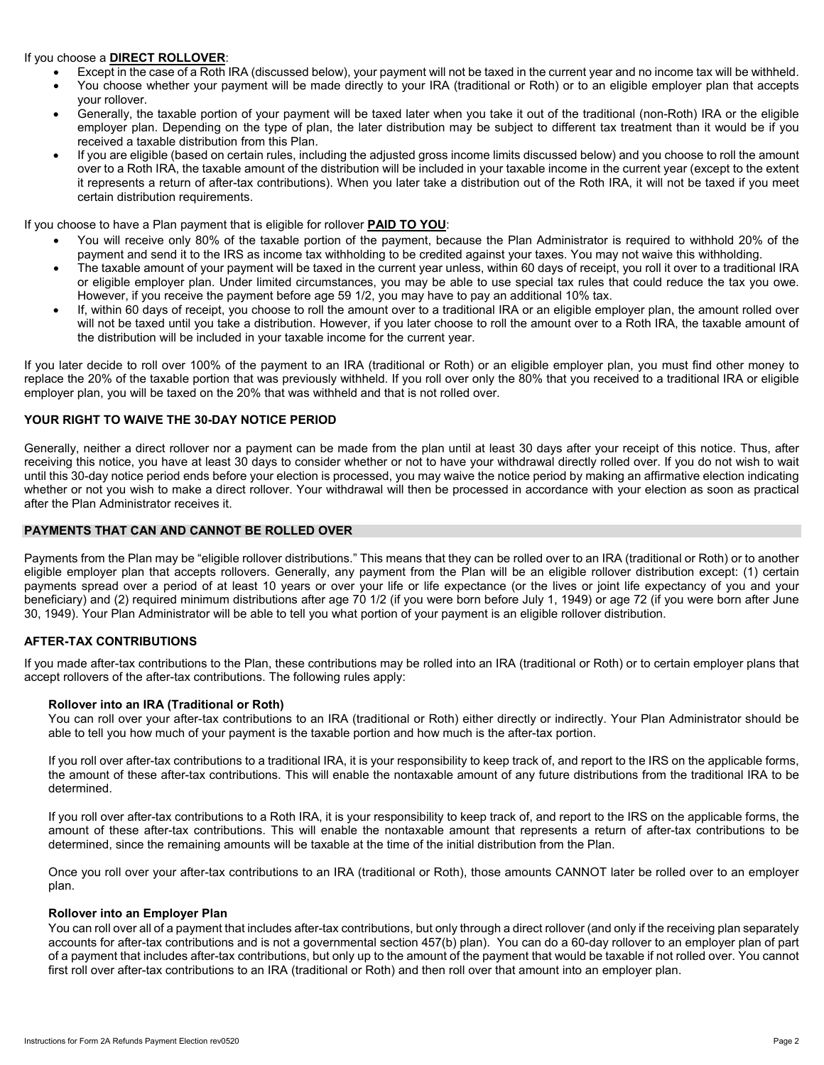If you choose a **DIRECT ROLLOVER**:

- Except in the case of a Roth IRA (discussed below), your payment will not be taxed in the current year and no income tax will be withheld.
- You choose whether your payment will be made directly to your IRA (traditional or Roth) or to an eligible employer plan that accepts your rollover.
- Generally, the taxable portion of your payment will be taxed later when you take it out of the traditional (non-Roth) IRA or the eligible employer plan. Depending on the type of plan, the later distribution may be subject to different tax treatment than it would be if you received a taxable distribution from this Plan.
- If you are eligible (based on certain rules, including the adjusted gross income limits discussed below) and you choose to roll the amount over to a Roth IRA, the taxable amount of the distribution will be included in your taxable income in the current year (except to the extent it represents a return of after-tax contributions). When you later take a distribution out of the Roth IRA, it will not be taxed if you meet certain distribution requirements.

If you choose to have a Plan payment that is eligible for rollover **PAID TO YOU**:

- You will receive only 80% of the taxable portion of the payment, because the Plan Administrator is required to withhold 20% of the payment and send it to the IRS as income tax withholding to be credited against your taxes. You may not waive this withholding.
- The taxable amount of your payment will be taxed in the current year unless, within 60 days of receipt, you roll it over to a traditional IRA or eligible employer plan. Under limited circumstances, you may be able to use special tax rules that could reduce the tax you owe. However, if you receive the payment before age 59 1/2, you may have to pay an additional 10% tax.
- If, within 60 days of receipt, you choose to roll the amount over to a traditional IRA or an eligible employer plan, the amount rolled over will not be taxed until you take a distribution. However, if you later choose to roll the amount over to a Roth IRA, the taxable amount of the distribution will be included in your taxable income for the current year.

If you later decide to roll over 100% of the payment to an IRA (traditional or Roth) or an eligible employer plan, you must find other money to replace the 20% of the taxable portion that was previously withheld. If you roll over only the 80% that you received to a traditional IRA or eligible employer plan, you will be taxed on the 20% that was withheld and that is not rolled over.

### YOUR RIGHT TO WAIVE THE 30-DAY NOTICE PERIOD

Generally, neither a direct rollover nor a payment can be made from the plan until at least 30 days after your receipt of this notice. Thus, after receiving this notice, you have at least 30 days to consider whether or not to have your withdrawal directly rolled over. If you do not wish to wait until this 30-day notice period ends before your election is processed, you may waive the notice period by making an affirmative election indicating whether or not you wish to make a direct rollover. Your withdrawal will then be processed in accordance with your election as soon as practical after the Plan Administrator receives it.

## PAYMENTS THAT CAN AND CANNOT BE ROLLED OVER

Payments from the Plan may be "eligible rollover distributions." This means that they can be rolled over to an IRA (traditional or Roth) or to another eligible employer plan that accepts rollovers. Generally, any payment from the Plan will be an eligible rollover distribution except: (1) certain payments spread over a period of at least 10 years or over your life or life expectance (or the lives or joint life expectancy of you and your beneficiary) and (2) required minimum distributions after age 70 1/2 (if you were born before July 1, 1949) or age 72 (if you were born after June 30, 1949). Your Plan Administrator will be able to tell you what portion of your payment is an eligible rollover distribution.

### AFTER-TAX CONTRIBUTIONS

If you made after-tax contributions to the Plan, these contributions may be rolled into an IRA (traditional or Roth) or to certain employer plans that accept rollovers of the after-tax contributions. The following rules apply:

#### Rollover into an IRA (Traditional or Roth)

You can roll over your after-tax contributions to an IRA (traditional or Roth) either directly or indirectly. Your Plan Administrator should be able to tell you how much of your payment is the taxable portion and how much is the after-tax portion.

If you roll over after-tax contributions to a traditional IRA, it is your responsibility to keep track of, and report to the IRS on the applicable forms, the amount of these after-tax contributions. This will enable the nontaxable amount of any future distributions from the traditional IRA to be determined.

If you roll over after-tax contributions to a Roth IRA, it is your responsibility to keep track of, and report to the IRS on the applicable forms, the amount of these after-tax contributions. This will enable the nontaxable amount that represents a return of after-tax contributions to be determined, since the remaining amounts will be taxable at the time of the initial distribution from the Plan.

Once you roll over your after-tax contributions to an IRA (traditional or Roth), those amounts CANNOT later be rolled over to an employer plan.

#### Rollover into an Employer Plan

You can roll over all of a payment that includes after-tax contributions, but only through a direct rollover (and only if the receiving plan separately accounts for after-tax contributions and is not a governmental section 457(b) plan). You can do a 60-day rollover to an employer plan of part of a payment that includes after-tax contributions, but only up to the amount of the payment that would be taxable if not rolled over. You cannot first roll over after-tax contributions to an IRA (traditional or Roth) and then roll over that amount into an employer plan.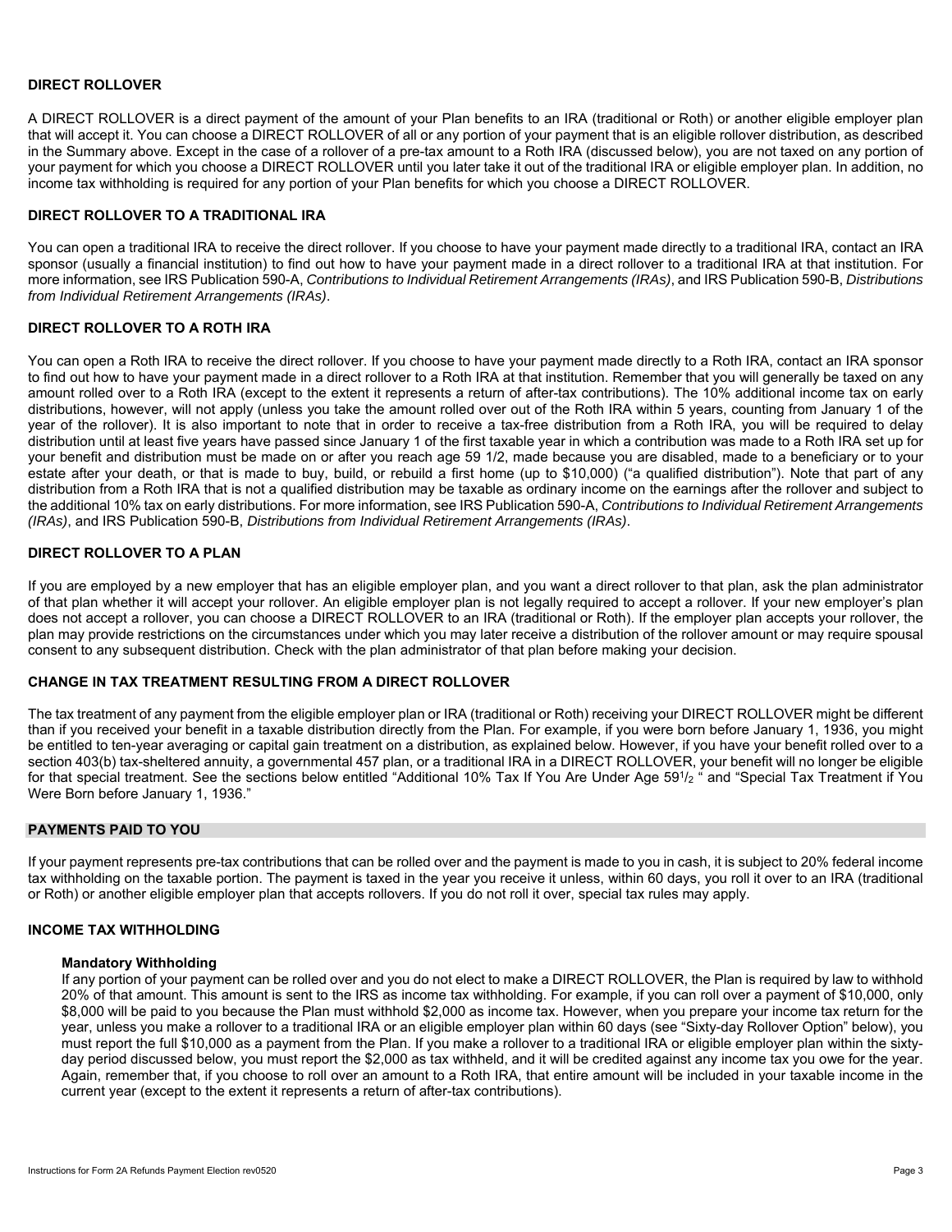## DIRECT ROLLOVER

A DIRECT ROLLOVER is a direct payment of the amount of your Plan benefits to an IRA (traditional or Roth) or another eligible employer plan that will accept it. You can choose a DIRECT ROLLOVER of all or any portion of your payment that is an eligible rollover distribution, as described in the Summary above. Except in the case of a rollover of a pre-tax amount to a Roth IRA (discussed below), you are not taxed on any portion of your payment for which you choose a DIRECT ROLLOVER until you later take it out of the traditional IRA or eligible employer plan. In addition, no income tax withholding is required for any portion of your Plan benefits for which you choose a DIRECT ROLLOVER.

## DIRECT ROLLOVER TO A TRADITIONAL IRA

You can open a traditional IRA to receive the direct rollover. If you choose to have your payment made directly to a traditional IRA, contact an IRA sponsor (usually a financial institution) to find out how to have your payment made in a direct rollover to a traditional IRA at that institution. For more information, see IRS Publication 590-A, *Contributions to Individual Retirement Arrangements (IRAs)*, and IRS Publication 590-B, *Distributions from Individual Retirement Arrangements (IRAs)*.

## DIRECT ROLLOVER TO A ROTH IRA

You can open a Roth IRA to receive the direct rollover. If you choose to have your payment made directly to a Roth IRA, contact an IRA sponsor to find out how to have your payment made in a direct rollover to a Roth IRA at that institution. Remember that you will generally be taxed on any amount rolled over to a Roth IRA (except to the extent it represents a return of after-tax contributions). The 10% additional income tax on early distributions, however, will not apply (unless you take the amount rolled over out of the Roth IRA within 5 years, counting from January 1 of the year of the rollover). It is also important to note that in order to receive a tax-free distribution from a Roth IRA, you will be required to delay distribution until at least five years have passed since January 1 of the first taxable year in which a contribution was made to a Roth IRA set up for your benefit and distribution must be made on or after you reach age 59 1/2, made because you are disabled, made to a beneficiary or to your estate after your death, or that is made to buy, build, or rebuild a first home (up to $10,000) ("a qualified distribution"). Note that part of any distribution from a Roth IRA that is not a qualified distribution may be taxable as ordinary income on the earnings after the rollover and subject to the additional 10% tax on early distributions. For more information, see IRS Publication 590-A, *Contributions to Individual Retirement Arrangements (IRAs)*, and IRS Publication 590-B, *Distributions from Individual Retirement Arrangements (IRAs)*.

## DIRECT ROLLOVER TO A PLAN

If you are employed by a new employer that has an eligible employer plan, and you want a direct rollover to that plan, ask the plan administrator of that plan whether it will accept your rollover. An eligible employer plan is not legally required to accept a rollover. If your new employer's plan does not accept a rollover, you can choose a DIRECT ROLLOVER to an IRA (traditional or Roth). If the employer plan accepts your rollover, the plan may provide restrictions on the circumstances under which you may later receive a distribution of the rollover amount or may require spousal consent to any subsequent distribution. Check with the plan administrator of that plan before making your decision.

## CHANGE IN TAX TREATMENT RESULTING FROM A DIRECT ROLLOVER

The tax treatment of any payment from the eligible employer plan or IRA (traditional or Roth) receiving your DIRECT ROLLOVER might be different than if you received your benefit in a taxable distribution directly from the Plan. For example, if you were born before January 1, 1936, you might be entitled to ten-year averaging or capital gain treatment on a distribution, as explained below. However, if you have your benefit rolled over to a section 403(b) tax-sheltered annuity, a governmental 457 plan, or a traditional IRA in a DIRECT ROLLOVER, your benefit will no longer be eligible for that special treatment. See the sections below entitled "Additional 10% Tax If You Are Under Age 59$^1/_2$ " and "Special Tax Treatment if You Were Born before January 1, 1936."

## PAYMENTS PAID TO YOU

If your payment represents pre-tax contributions that can be rolled over and the payment is made to you in cash, it is subject to 20% federal income tax withholding on the taxable portion. The payment is taxed in the year you receive it unless, within 60 days, you roll it over to an IRA (traditional or Roth) or another eligible employer plan that accepts rollovers. If you do not roll it over, special tax rules may apply.

## INCOME TAX WITHHOLDING

### Mandatory Withholding

If any portion of your payment can be rolled over and you do not elect to make a DIRECT ROLLOVER, the Plan is required by law to withhold 20% of that amount. This amount is sent to the IRS as income tax withholding. For example, if you can roll over a payment of $10,000, only $8,000 will be paid to you because the Plan must withhold $2,000 as income tax. However, when you prepare your income tax return for the year, unless you make a rollover to a traditional IRA or an eligible employer plan within 60 days (see "Sixty-day Rollover Option" below), you must report the full $10,000 as a payment from the Plan. If you make a rollover to a traditional IRA or eligible employer plan within the sixty-day period discussed below, you must report the $2,000 as tax withheld, and it will be credited against any income tax you owe for the year. Again, remember that, if you choose to roll over an amount to a Roth IRA, that entire amount will be included in your taxable income in the current year (except to the extent it represents a return of after-tax contributions).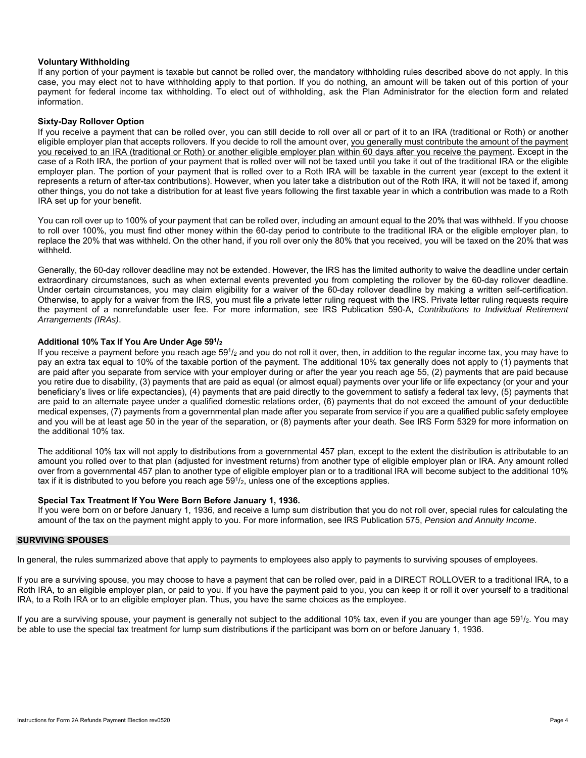### Voluntary Withholding

If any portion of your payment is taxable but cannot be rolled over, the mandatory withholding rules described above do not apply. In this case, you may elect not to have withholding apply to that portion. If you do nothing, an amount will be taken out of this portion of your payment for federal income tax withholding. To elect out of withholding, ask the Plan Administrator for the election form and related information.

### Sixty-Day Rollover Option

If you receive a payment that can be rolled over, you can still decide to roll over all or part of it to an IRA (traditional or Roth) or another eligible employer plan that accepts rollovers. If you decide to roll the amount over, you generally must contribute the amount of the payment you received to an IRA (traditional or Roth) or another eligible employer plan within 60 days after you receive the payment. Except in the case of a Roth IRA, the portion of your payment that is rolled over will not be taxed until you take it out of the traditional IRA or the eligible employer plan. The portion of your payment that is rolled over to a Roth IRA will be taxable in the current year (except to the extent it represents a return of after-tax contributions). However, when you later take a distribution out of the Roth IRA, it will not be taxed if, among other things, you do not take a distribution for at least five years following the first taxable year in which a contribution was made to a Roth IRA set up for your benefit.

You can roll over up to 100% of your payment that can be rolled over, including an amount equal to the 20% that was withheld. If you choose to roll over 100%, you must find other money within the 60-day period to contribute to the traditional IRA or the eligible employer plan, to replace the 20% that was withheld. On the other hand, if you roll over only the 80% that you received, you will be taxed on the 20% that was withheld.

Generally, the 60-day rollover deadline may not be extended. However, the IRS has the limited authority to waive the deadline under certain extraordinary circumstances, such as when external events prevented you from completing the rollover by the 60-day rollover deadline. Under certain circumstances, you may claim eligibility for a waiver of the 60-day rollover deadline by making a written self-certification. Otherwise, to apply for a waiver from the IRS, you must file a private letter ruling request with the IRS. Private letter ruling requests require the payment of a nonrefundable user fee. For more information, see IRS Publication 590-A, *Contributions to Individual Retirement Arrangements (IRAs)*.

### Additional 10% Tax If You Are Under Age 59½

If you receive a payment before you reach age 59½ and you do not roll it over, then, in addition to the regular income tax, you may have to pay an extra tax equal to 10% of the taxable portion of the payment. The additional 10% tax generally does not apply to (1) payments that are paid after you separate from service with your employer during or after the year you reach age 55, (2) payments that are paid because you retire due to disability, (3) payments that are paid as equal (or almost equal) payments over your life or life expectancy (or your and your beneficiary's lives or life expectancies), (4) payments that are paid directly to the government to satisfy a federal tax levy, (5) payments that are paid to an alternate payee under a qualified domestic relations order, (6) payments that do not exceed the amount of your deductible medical expenses, (7) payments from a governmental plan made after you separate from service if you are a qualified public safety employee and you will be at least age 50 in the year of the separation, or (8) payments after your death. See IRS Form 5329 for more information on the additional 10% tax.

The additional 10% tax will not apply to distributions from a governmental 457 plan, except to the extent the distribution is attributable to an amount you rolled over to that plan (adjusted for investment returns) from another type of eligible employer plan or IRA. Any amount rolled over from a governmental 457 plan to another type of eligible employer plan or to a traditional IRA will become subject to the additional 10% tax if it is distributed to you before you reach age 59½, unless one of the exceptions applies.

### Special Tax Treatment If You Were Born Before January 1, 1936.

If you were born on or before January 1, 1936, and receive a lump sum distribution that you do not roll over, special rules for calculating the amount of the tax on the payment might apply to you. For more information, see IRS Publication 575, *Pension and Annuity Income*.

## SURVIVING SPOUSES

In general, the rules summarized above that apply to payments to employees also apply to payments to surviving spouses of employees.

If you are a surviving spouse, you may choose to have a payment that can be rolled over, paid in a DIRECT ROLLOVER to a traditional IRA, to a Roth IRA, to an eligible employer plan, or paid to you. If you have the payment paid to you, you can keep it or roll it over yourself to a traditional IRA, to a Roth IRA or to an eligible employer plan. Thus, you have the same choices as the employee.

If you are a surviving spouse, your payment is generally not subject to the additional 10% tax, even if you are younger than age 59½. You may be able to use the special tax treatment for lump sum distributions if the participant was born on or before January 1, 1936.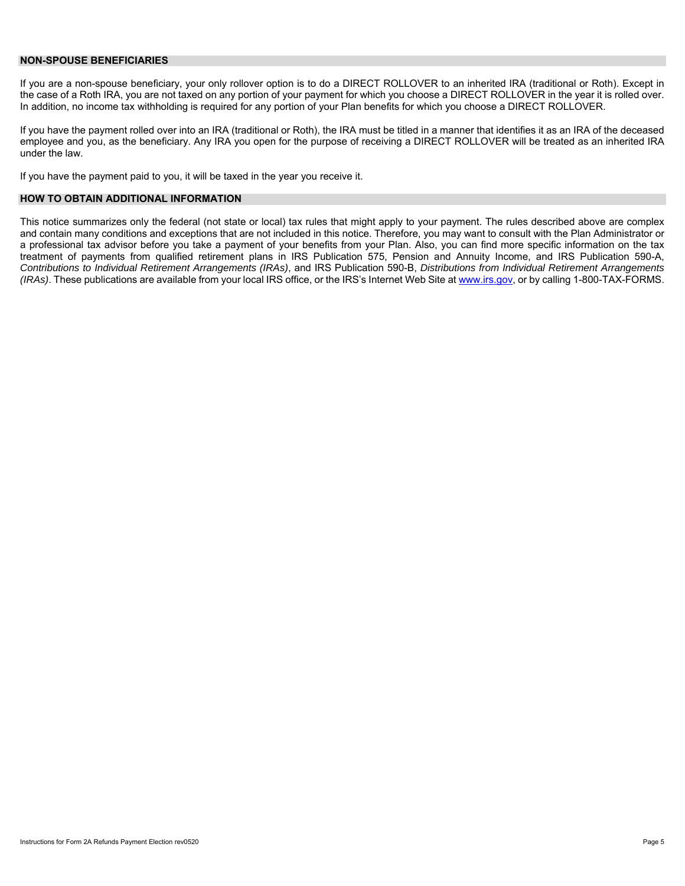## NON-SPOUSE BENEFICIARIES

If you are a non-spouse beneficiary, your only rollover option is to do a DIRECT ROLLOVER to an inherited IRA (traditional or Roth). Except in the case of a Roth IRA, you are not taxed on any portion of your payment for which you choose a DIRECT ROLLOVER in the year it is rolled over. In addition, no income tax withholding is required for any portion of your Plan benefits for which you choose a DIRECT ROLLOVER.

If you have the payment rolled over into an IRA (traditional or Roth), the IRA must be titled in a manner that identifies it as an IRA of the deceased employee and you, as the beneficiary. Any IRA you open for the purpose of receiving a DIRECT ROLLOVER will be treated as an inherited IRA under the law.

If you have the payment paid to you, it will be taxed in the year you receive it.

## HOW TO OBTAIN ADDITIONAL INFORMATION

This notice summarizes only the federal (not state or local) tax rules that might apply to your payment. The rules described above are complex and contain many conditions and exceptions that are not included in this notice. Therefore, you may want to consult with the Plan Administrator or a professional tax advisor before you take a payment of your benefits from your Plan. Also, you can find more specific information on the tax treatment of payments from qualified retirement plans in IRS Publication 575, Pension and Annuity Income, and IRS Publication 590-A, *Contributions to Individual Retirement Arrangements (IRAs)*, and IRS Publication 590-B, *Distributions from Individual Retirement Arrangements (IRAs)*. These publications are available from your local IRS office, or the IRS's Internet Web Site at [www.irs.gov](http://www.irs.gov), or by calling 1-800-TAX-FORMS.